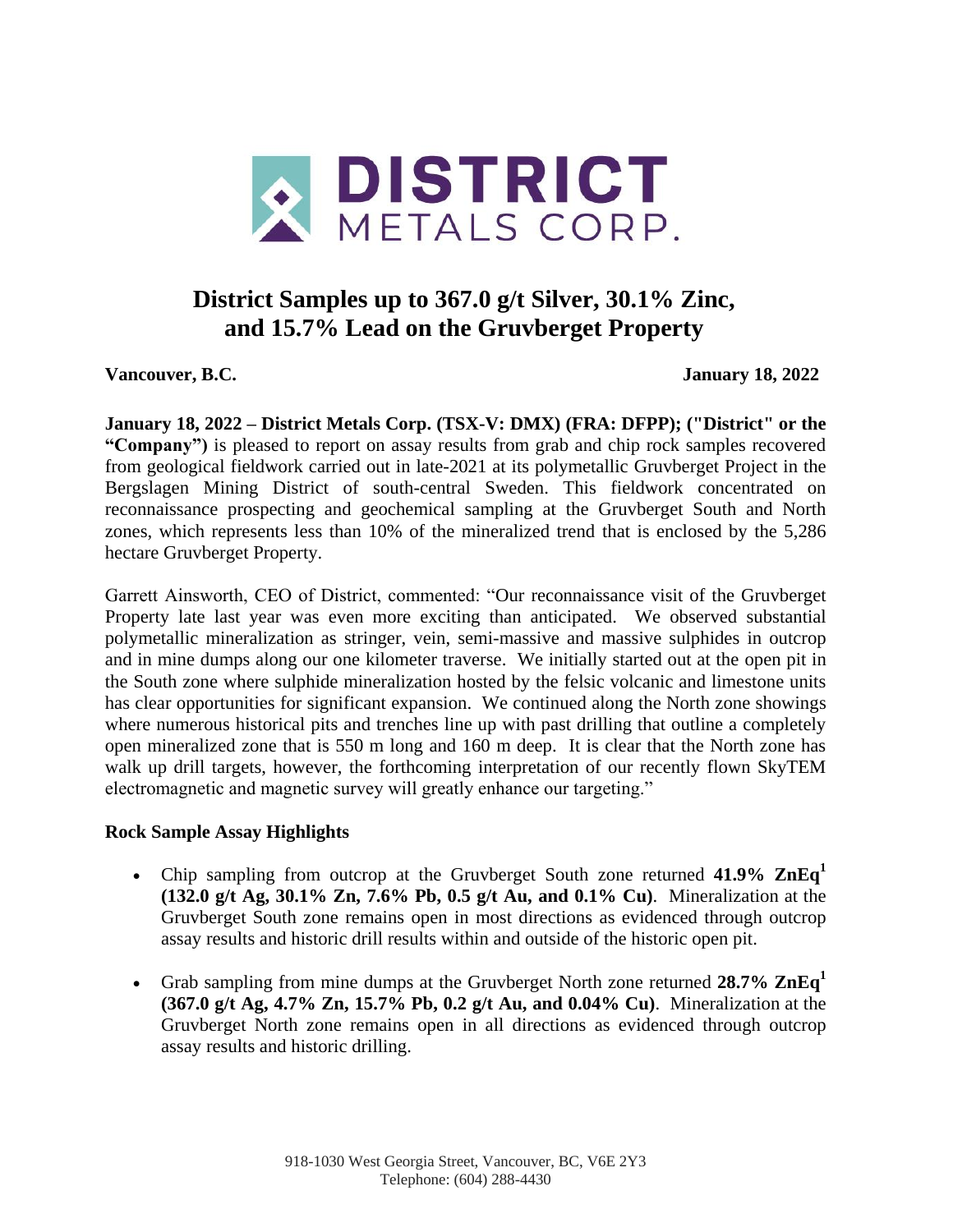DISTRICT METALS CORP.

# District Samples up to 367.0 g/t Silver, 30.1% Zinc, and 15.7% Lead on the Gruvberget Property

**Vancouver, B.C.** **January 18, 2022**

**January 18, 2022 – District Metals Corp. (TSX-V: DMX) (FRA: DFPP); ("District" or the "Company")** is pleased to report on assay results from grab and chip rock samples recovered from geological fieldwork carried out in late-2021 at its polymetallic Gruvberget Project in the Bergslagen Mining District of south-central Sweden. This fieldwork concentrated on reconnaissance prospecting and geochemical sampling at the Gruvberget South and North zones, which represents less than 10% of the mineralized trend that is enclosed by the 5,286 hectare Gruvberget Property.

Garrett Ainsworth, CEO of District, commented: "Our reconnaissance visit of the Gruvberget Property late last year was even more exciting than anticipated. We observed substantial polymetallic mineralization as stringer, vein, semi-massive and massive sulphides in outcrop and in mine dumps along our one kilometer traverse. We initially started out at the open pit in the South zone where sulphide mineralization hosted by the felsic volcanic and limestone units has clear opportunities for significant expansion. We continued along the North zone showings where numerous historical pits and trenches line up with past drilling that outline a completely open mineralized zone that is 550 m long and 160 m deep. It is clear that the North zone has walk up drill targets, however, the forthcoming interpretation of our recently flown SkyTEM electromagnetic and magnetic survey will greatly enhance our targeting."

## Rock Sample Assay Highlights

- Chip sampling from outcrop at the Gruvberget South zone returned **41.9% ZnEq[1] (132.0 g/t Ag, 30.1% Zn, 7.6% Pb, 0.5 g/t Au, and 0.1% Cu)**. Mineralization at the Gruvberget South zone remains open in most directions as evidenced through outcrop assay results and historic drill results within and outside of the historic open pit.
- Grab sampling from mine dumps at the Gruvberget North zone returned **28.7% ZnEq[1] (367.0 g/t Ag, 4.7% Zn, 15.7% Pb, 0.2 g/t Au, and 0.04% Cu)**. Mineralization at the Gruvberget North zone remains open in all directions as evidenced through outcrop assay results and historic drilling.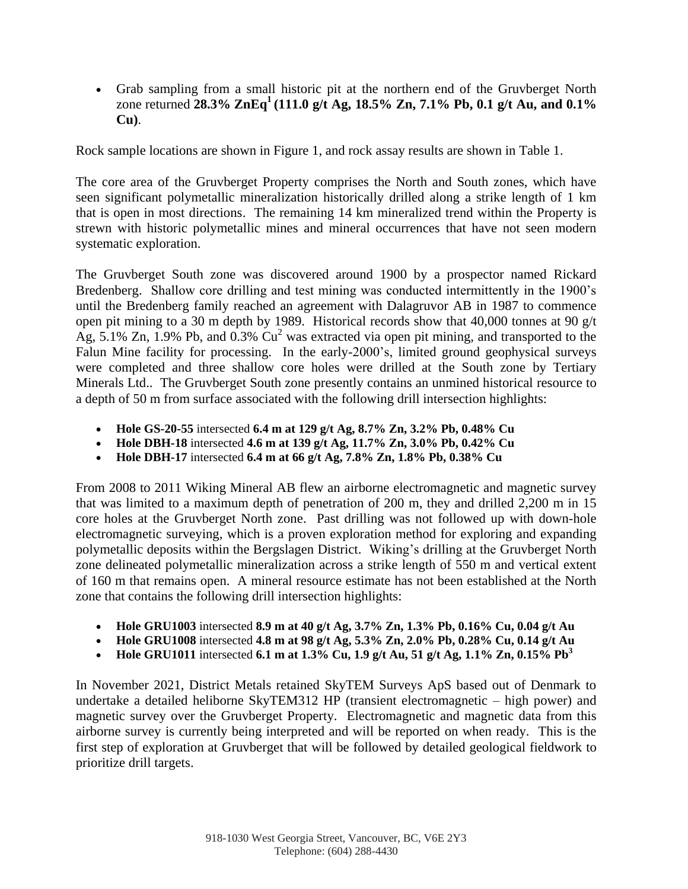- Grab sampling from a small historic pit at the northern end of the Gruvberget North zone returned **28.3% ZnEq[1] (111.0 g/t Ag, 18.5% Zn, 7.1% Pb, 0.1 g/t Au, and 0.1% Cu)**.

Rock sample locations are shown in Figure 1, and rock assay results are shown in Table 1.

The core area of the Gruvberget Property comprises the North and South zones, which have seen significant polymetallic mineralization historically drilled along a strike length of 1 km that is open in most directions. The remaining 14 km mineralized trend within the Property is strewn with historic polymetallic mines and mineral occurrences that have not seen modern systematic exploration.

The Gruvberget South zone was discovered around 1900 by a prospector named Rickard Bredenberg. Shallow core drilling and test mining was conducted intermittently in the 1900's until the Bredenberg family reached an agreement with Dalagruvor AB in 1987 to commence open pit mining to a 30 m depth by 1989. Historical records show that 40,000 tonnes at 90 g/t Ag, 5.1% Zn, 1.9% Pb, and 0.3% Cu[2] was extracted via open pit mining, and transported to the Falun Mine facility for processing. In the early-2000's, limited ground geophysical surveys were completed and three shallow core holes were drilled at the South zone by Tertiary Minerals Ltd.. The Gruvberget South zone presently contains an unmined historical resource to a depth of 50 m from surface associated with the following drill intersection highlights:

- **Hole GS-20-55** intersected **6.4 m at 129 g/t Ag, 8.7% Zn, 3.2% Pb, 0.48% Cu**
- **Hole DBH-18** intersected **4.6 m at 139 g/t Ag, 11.7% Zn, 3.0% Pb, 0.42% Cu**
- **Hole DBH-17** intersected **6.4 m at 66 g/t Ag, 7.8% Zn, 1.8% Pb, 0.38% Cu**

From 2008 to 2011 Wiking Mineral AB flew an airborne electromagnetic and magnetic survey that was limited to a maximum depth of penetration of 200 m, they and drilled 2,200 m in 15 core holes at the Gruvberget North zone. Past drilling was not followed up with down-hole electromagnetic surveying, which is a proven exploration method for exploring and expanding polymetallic deposits within the Bergslagen District. Wiking's drilling at the Gruvberget North zone delineated polymetallic mineralization across a strike length of 550 m and vertical extent of 160 m that remains open. A mineral resource estimate has not been established at the North zone that contains the following drill intersection highlights:

- **Hole GRU1003** intersected **8.9 m at 40 g/t Ag, 3.7% Zn, 1.3% Pb, 0.16% Cu, 0.04 g/t Au**
- **Hole GRU1008** intersected **4.8 m at 98 g/t Ag, 5.3% Zn, 2.0% Pb, 0.28% Cu, 0.14 g/t Au**
- **Hole GRU1011** intersected **6.1 m at 1.3% Cu, 1.9 g/t Au, 51 g/t Ag, 1.1% Zn, 0.15% Pb[3]**

In November 2021, District Metals retained SkyTEM Surveys ApS based out of Denmark to undertake a detailed heliborne SkyTEM312 HP (transient electromagnetic – high power) and magnetic survey over the Gruvberget Property. Electromagnetic and magnetic data from this airborne survey is currently being interpreted and will be reported on when ready. This is the first step of exploration at Gruvberget that will be followed by detailed geological fieldwork to prioritize drill targets.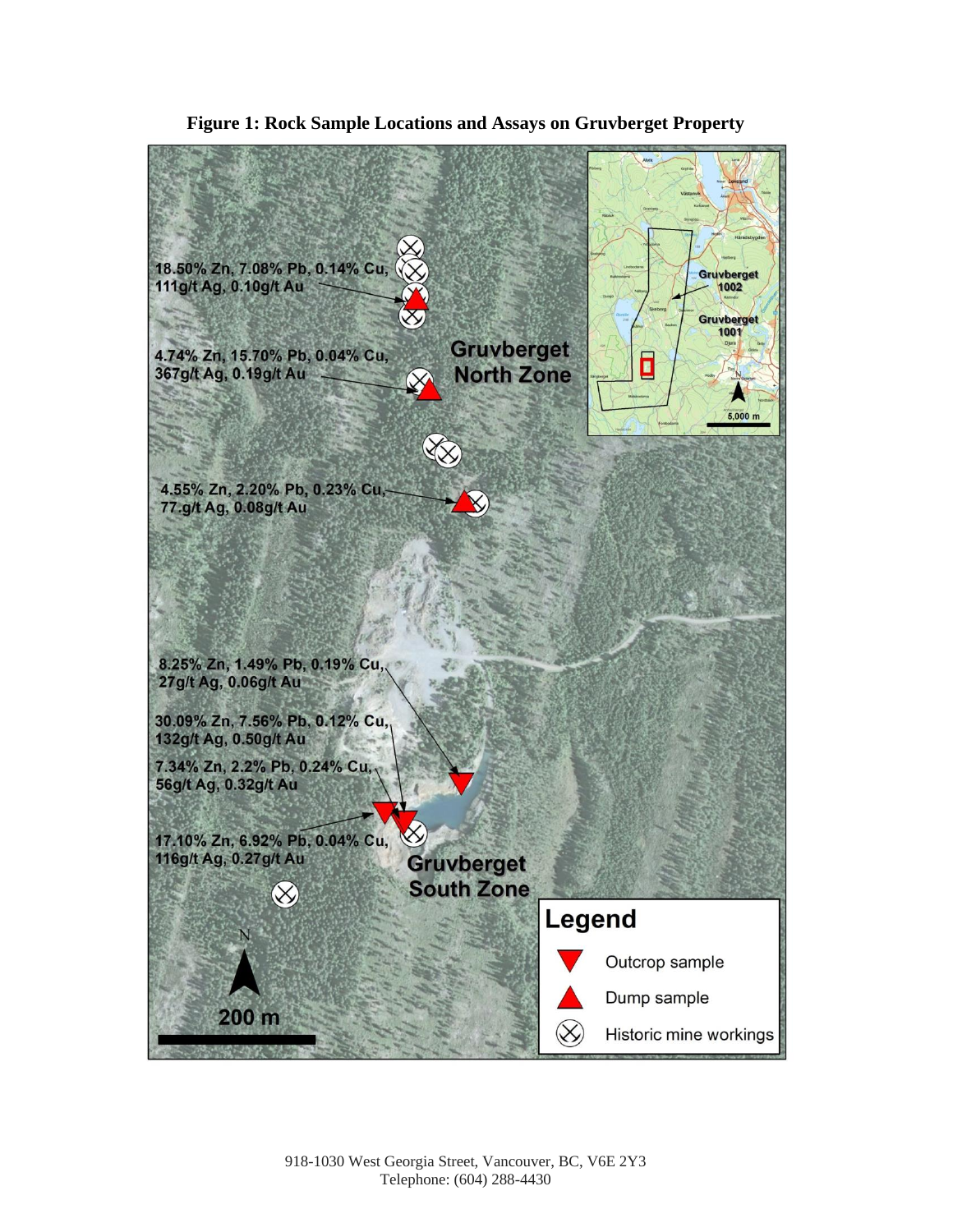**Figure 1: Rock Sample Locations and Assays on Gruvberget Property**

**Gruvberget North Zone**

- 18.50% Zn, 7.08% Pb, 0.14% Cu, 111g/t Ag, 0.10g/t Au
- 4.74% Zn, 15.70% Pb, 0.04% Cu, 367g/t Ag, 0.19g/t Au
- 4.55% Zn, 2.20% Pb, 0.23% Cu, 77.g/t Ag, 0.08g/t Au

**Gruvberget South Zone**

- 8.25% Zn, 1.49% Pb, 0.19% Cu, 27g/t Ag, 0.06g/t Au
- 30.09% Zn, 7.56% Pb, 0.12% Cu, 132g/t Ag, 0.50g/t Au
- 7.34% Zn, 2.2% Pb, 0.24% Cu, 56g/t Ag, 0.32g/t Au
- 17.10% Zn, 6.92% Pb, 0.04% Cu, 116g/t Ag, 0.27g/t Au

Gruvberget 1002

Gruvberget 1001

5,000 m

200 m

**Legend**

- Outcrop sample
- Dump sample
- Historic mine workings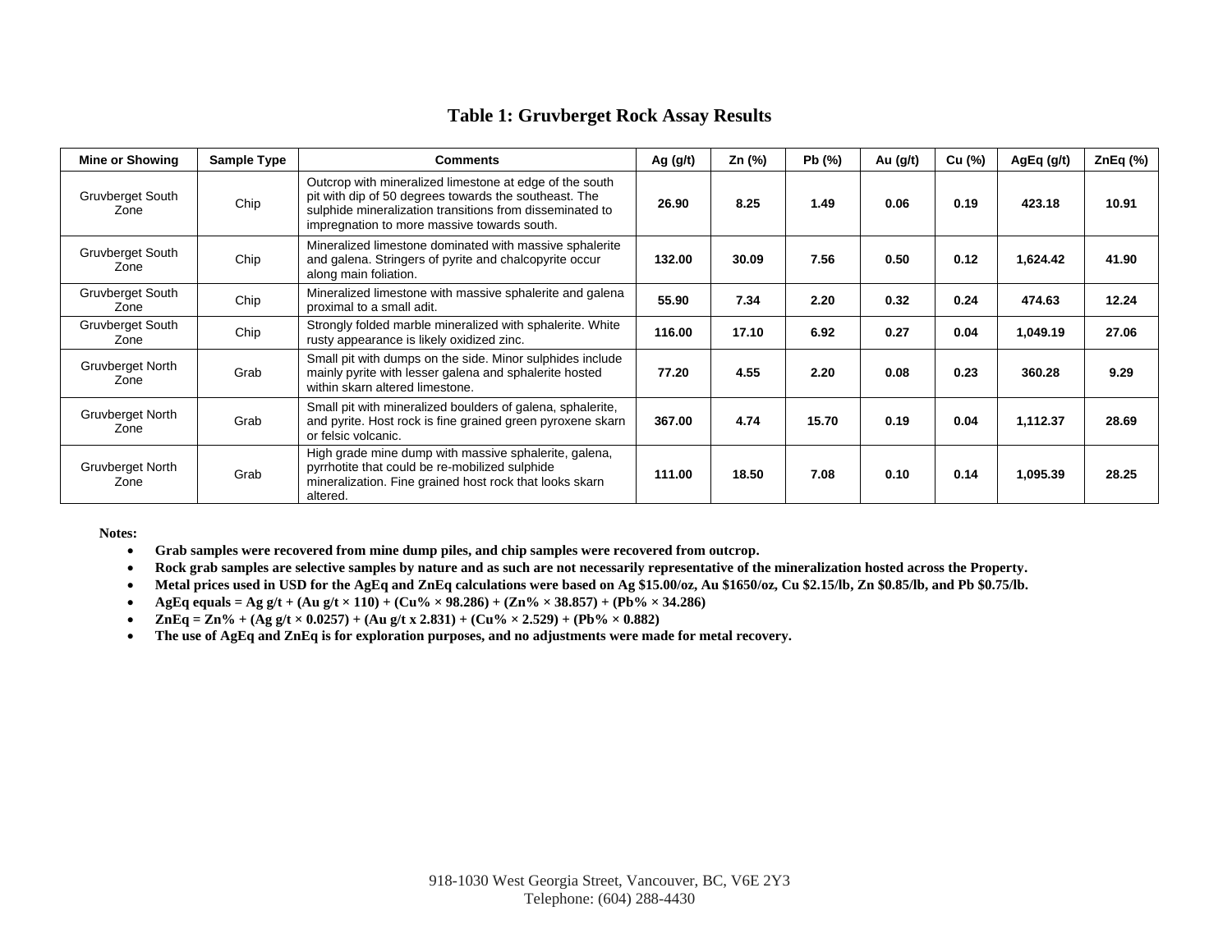## Table 1: Gruvberget Rock Assay Results

| Mine or Showing | Sample Type | Comments | Ag (g/t) | Zn (%) | Pb (%) | Au (g/t) | Cu (%) | AgEq (g/t) | ZnEq (%) |
|---|---|---|---|---|---|---|---|---|---|
| Gruvberget South Zone | Chip | Outcrop with mineralized limestone at edge of the south pit with dip of 50 degrees towards the southeast. The sulphide mineralization transitions from disseminated to impregnation to more massive towards south. | **26.90** | **8.25** | **1.49** | **0.06** | **0.19** | **423.18** | **10.91** |
| Gruvberget South Zone | Chip | Mineralized limestone dominated with massive sphalerite and galena. Stringers of pyrite and chalcopyrite occur along main foliation. | **132.00** | **30.09** | **7.56** | **0.50** | **0.12** | **1,624.42** | **41.90** |
| Gruvberget South Zone | Chip | Mineralized limestone with massive sphalerite and galena proximal to a small adit. | **55.90** | **7.34** | **2.20** | **0.32** | **0.24** | **474.63** | **12.24** |
| Gruvberget South Zone | Chip | Strongly folded marble mineralized with sphalerite. White rusty appearance is likely oxidized zinc. | **116.00** | **17.10** | **6.92** | **0.27** | **0.04** | **1,049.19** | **27.06** |
| Gruvberget North Zone | Grab | Small pit with dumps on the side. Minor sulphides include mainly pyrite with lesser galena and sphalerite hosted within skarn altered limestone. | **77.20** | **4.55** | **2.20** | **0.08** | **0.23** | **360.28** | **9.29** |
| Gruvberget North Zone | Grab | Small pit with mineralized boulders of galena, sphalerite, and pyrite. Host rock is fine grained green pyroxene skarn or felsic volcanic. | **367.00** | **4.74** | **15.70** | **0.19** | **0.04** | **1,112.37** | **28.69** |
| Gruvberget North Zone | Grab | High grade mine dump with massive sphalerite, galena, pyrrhotite that could be re-mobilized sulphide mineralization. Fine grained host rock that looks skarn altered. | **111.00** | **18.50** | **7.08** | **0.10** | **0.14** | **1,095.39** | **28.25** |

**Notes:**

- **Grab samples were recovered from mine dump piles, and chip samples were recovered from outcrop.**
- **Rock grab samples are selective samples by nature and as such are not necessarily representative of the mineralization hosted across the Property.**
- **Metal prices used in USD for the AgEq and ZnEq calculations were based on Ag $15.00/oz, Au $1650/oz, Cu $2.15/lb, Zn $0.85/lb, and Pb $0.75/lb.**
- **AgEq equals = Ag g/t + (Au g/t × 110) + (Cu% × 98.286) + (Zn% × 38.857) + (Pb% × 34.286)**
- **ZnEq = Zn% + (Ag g/t × 0.0257) + (Au g/t x 2.831) + (Cu% × 2.529) + (Pb% × 0.882)**
- **The use of AgEq and ZnEq is for exploration purposes, and no adjustments were made for metal recovery.**

918-1030 West Georgia Street, Vancouver, BC, V6E 2Y3
Telephone: (604) 288-4430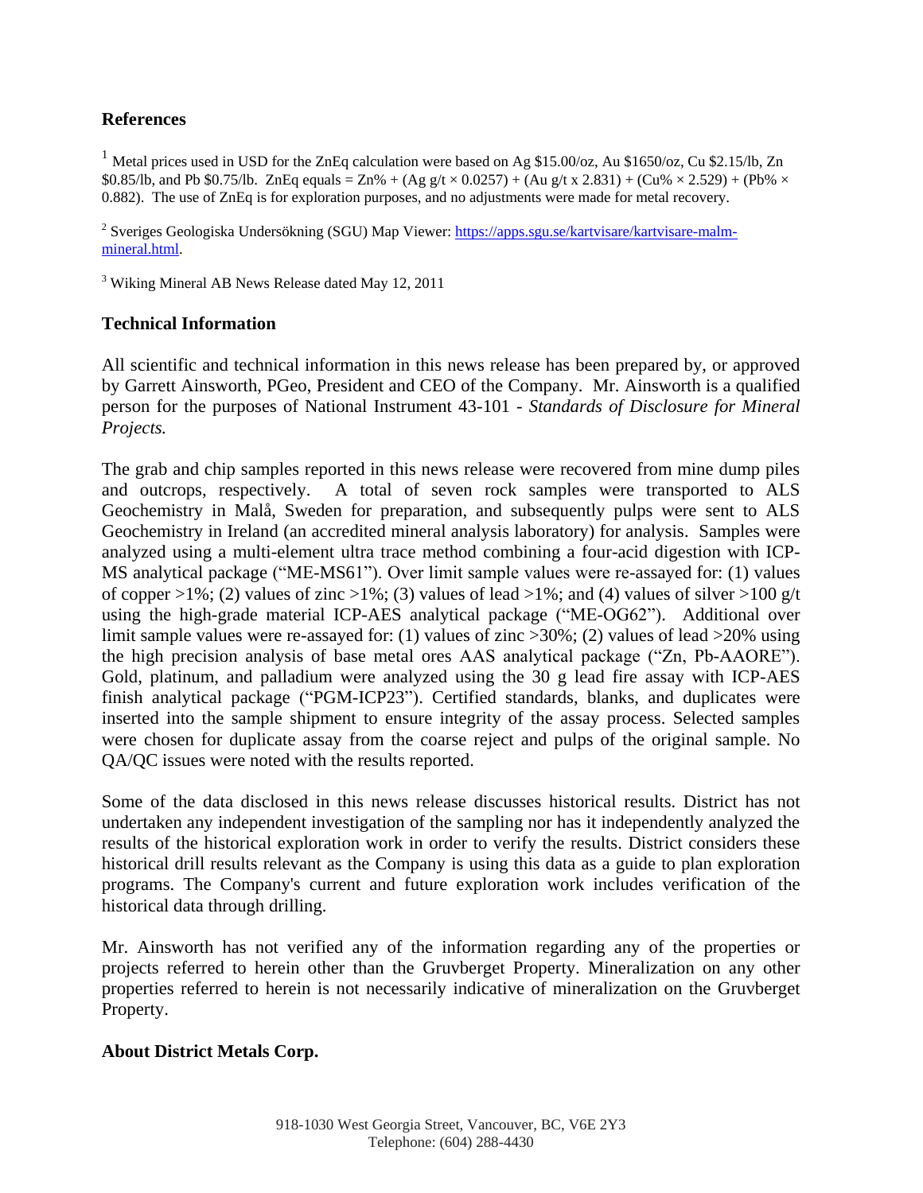## References

[1] Metal prices used in USD for the ZnEq calculation were based on Ag \$15.00/oz, Au \$1650/oz, Cu \$2.15/lb, Zn \$0.85/lb, and Pb \$0.75/lb. ZnEq equals = Zn% + (Ag g/t × 0.0257) + (Au g/t x 2.831) + (Cu% × 2.529) + (Pb% × 0.882). The use of ZnEq is for exploration purposes, and no adjustments were made for metal recovery.

[2] Sveriges Geologiska Undersökning (SGU) Map Viewer: [https://apps.sgu.se/kartvisare/kartvisare-malm-mineral.html](https://apps.sgu.se/kartvisare/kartvisare-malm-mineral.html).

[3] Wiking Mineral AB News Release dated May 12, 2011

## Technical Information

All scientific and technical information in this news release has been prepared by, or approved by Garrett Ainsworth, PGeo, President and CEO of the Company. Mr. Ainsworth is a qualified person for the purposes of National Instrument 43-101 - *Standards of Disclosure for Mineral Projects.*

The grab and chip samples reported in this news release were recovered from mine dump piles and outcrops, respectively. A total of seven rock samples were transported to ALS Geochemistry in Malå, Sweden for preparation, and subsequently pulps were sent to ALS Geochemistry in Ireland (an accredited mineral analysis laboratory) for analysis. Samples were analyzed using a multi-element ultra trace method combining a four-acid digestion with ICP-MS analytical package ("ME-MS61"). Over limit sample values were re-assayed for: (1) values of copper >1%; (2) values of zinc >1%; (3) values of lead >1%; and (4) values of silver >100 g/t using the high-grade material ICP-AES analytical package ("ME-OG62"). Additional over limit sample values were re-assayed for: (1) values of zinc >30%; (2) values of lead >20% using the high precision analysis of base metal ores AAS analytical package ("Zn, Pb-AAORE"). Gold, platinum, and palladium were analyzed using the 30 g lead fire assay with ICP-AES finish analytical package ("PGM-ICP23"). Certified standards, blanks, and duplicates were inserted into the sample shipment to ensure integrity of the assay process. Selected samples were chosen for duplicate assay from the coarse reject and pulps of the original sample. No QA/QC issues were noted with the results reported.

Some of the data disclosed in this news release discusses historical results. District has not undertaken any independent investigation of the sampling nor has it independently analyzed the results of the historical exploration work in order to verify the results. District considers these historical drill results relevant as the Company is using this data as a guide to plan exploration programs. The Company's current and future exploration work includes verification of the historical data through drilling.

Mr. Ainsworth has not verified any of the information regarding any of the properties or projects referred to herein other than the Gruvberget Property. Mineralization on any other properties referred to herein is not necessarily indicative of mineralization on the Gruvberget Property.

## About District Metals Corp.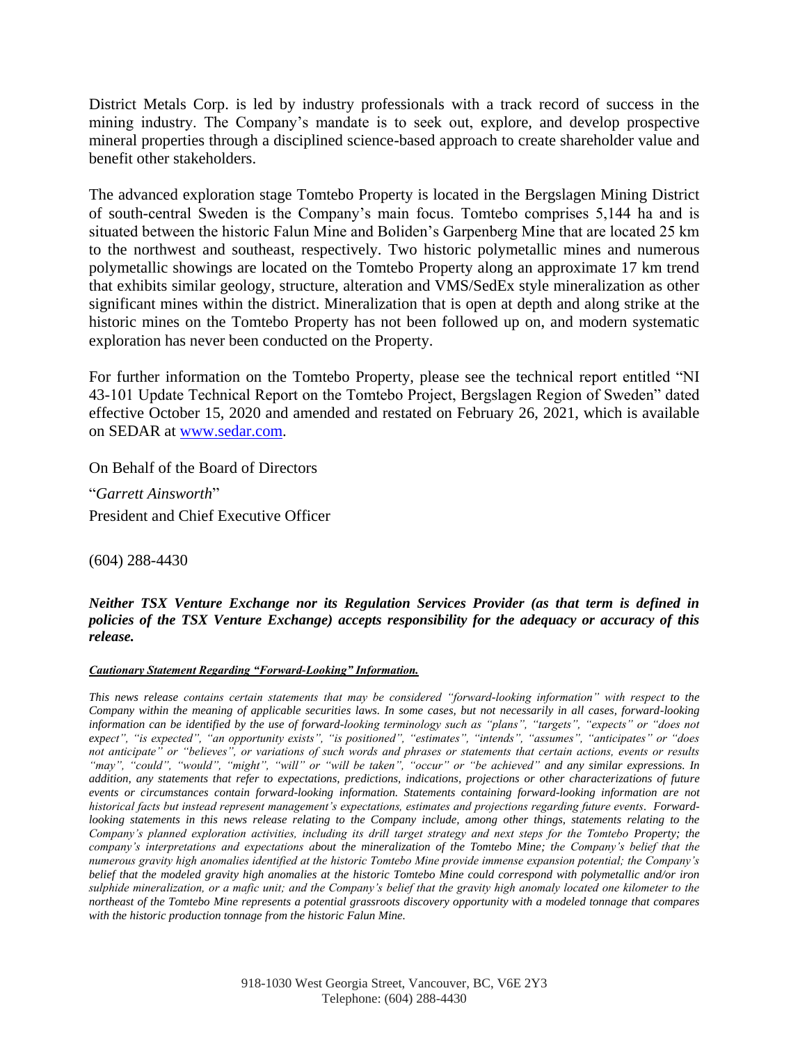District Metals Corp. is led by industry professionals with a track record of success in the mining industry. The Company's mandate is to seek out, explore, and develop prospective mineral properties through a disciplined science-based approach to create shareholder value and benefit other stakeholders.

The advanced exploration stage Tomtebo Property is located in the Bergslagen Mining District of south-central Sweden is the Company's main focus. Tomtebo comprises 5,144 ha and is situated between the historic Falun Mine and Boliden's Garpenberg Mine that are located 25 km to the northwest and southeast, respectively. Two historic polymetallic mines and numerous polymetallic showings are located on the Tomtebo Property along an approximate 17 km trend that exhibits similar geology, structure, alteration and VMS/SedEx style mineralization as other significant mines within the district. Mineralization that is open at depth and along strike at the historic mines on the Tomtebo Property has not been followed up on, and modern systematic exploration has never been conducted on the Property.

For further information on the Tomtebo Property, please see the technical report entitled "NI 43-101 Update Technical Report on the Tomtebo Project, Bergslagen Region of Sweden" dated effective October 15, 2020 and amended and restated on February 26, 2021, which is available on SEDAR at [www.sedar.com](www.sedar.com).

On Behalf of the Board of Directors

"*Garrett Ainsworth*"

President and Chief Executive Officer

(604) 288-4430

***Neither TSX Venture Exchange nor its Regulation Services Provider (as that term is defined in policies of the TSX Venture Exchange) accepts responsibility for the adequacy or accuracy of this release.***

***Cautionary Statement Regarding "Forward-Looking" Information.***

*This news release contains certain statements that may be considered "forward-looking information" with respect to the Company within the meaning of applicable securities laws. In some cases, but not necessarily in all cases, forward-looking information can be identified by the use of forward-looking terminology such as "plans", "targets", "expects" or "does not expect", "is expected", "an opportunity exists", "is positioned", "estimates", "intends", "assumes", "anticipates" or "does not anticipate" or "believes", or variations of such words and phrases or statements that certain actions, events or results "may", "could", "would", "might", "will" or "will be taken", "occur" or "be achieved" and any similar expressions. In addition, any statements that refer to expectations, predictions, indications, projections or other characterizations of future events or circumstances contain forward-looking information. Statements containing forward-looking information are not historical facts but instead represent management's expectations, estimates and projections regarding future events. Forward-looking statements in this news release relating to the Company include, among other things, statements relating to the Company's planned exploration activities, including its drill target strategy and next steps for the Tomtebo Property; the company's interpretations and expectations about the mineralization of the Tomtebo Mine; the Company's belief that the numerous gravity high anomalies identified at the historic Tomtebo Mine provide immense expansion potential; the Company's belief that the modeled gravity high anomalies at the historic Tomtebo Mine could correspond with polymetallic and/or iron sulphide mineralization, or a mafic unit; and the Company's belief that the gravity high anomaly located one kilometer to the northeast of the Tomtebo Mine represents a potential grassroots discovery opportunity with a modeled tonnage that compares with the historic production tonnage from the historic Falun Mine.*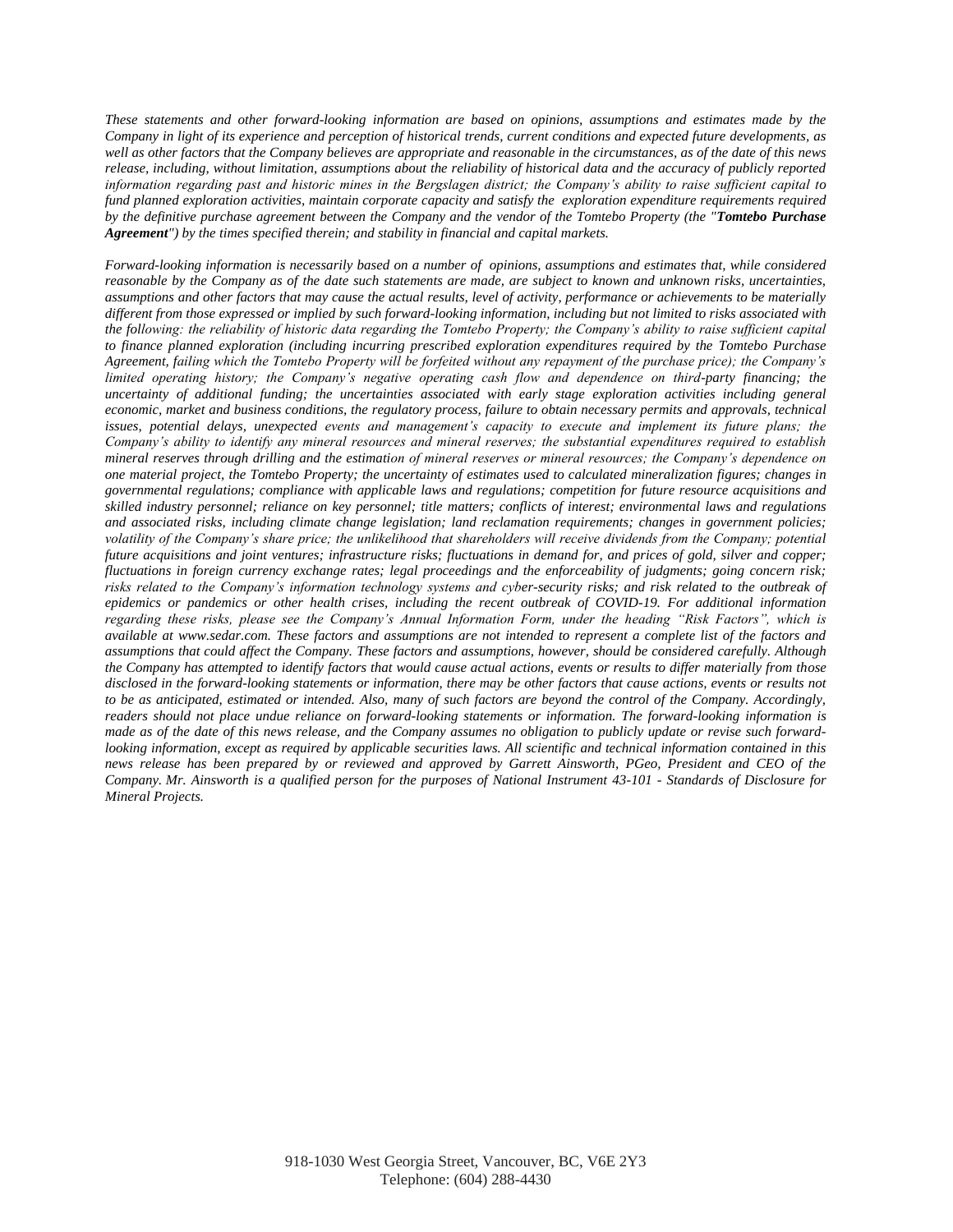*These statements and other forward-looking information are based on opinions, assumptions and estimates made by the Company in light of its experience and perception of historical trends, current conditions and expected future developments, as well as other factors that the Company believes are appropriate and reasonable in the circumstances, as of the date of this news release, including, without limitation, assumptions about the reliability of historical data and the accuracy of publicly reported information regarding past and historic mines in the Bergslagen district; the Company's ability to raise sufficient capital to fund planned exploration activities, maintain corporate capacity and satisfy the exploration expenditure requirements required by the definitive purchase agreement between the Company and the vendor of the Tomtebo Property (the "**Tomtebo Purchase Agreement**") by the times specified therein; and stability in financial and capital markets.*

*Forward-looking information is necessarily based on a number of opinions, assumptions and estimates that, while considered reasonable by the Company as of the date such statements are made, are subject to known and unknown risks, uncertainties, assumptions and other factors that may cause the actual results, level of activity, performance or achievements to be materially different from those expressed or implied by such forward-looking information, including but not limited to risks associated with the following: the reliability of historic data regarding the Tomtebo Property; the Company's ability to raise sufficient capital to finance planned exploration (including incurring prescribed exploration expenditures required by the Tomtebo Purchase Agreement, failing which the Tomtebo Property will be forfeited without any repayment of the purchase price); the Company's limited operating history; the Company's negative operating cash flow and dependence on third-party financing; the uncertainty of additional funding; the uncertainties associated with early stage exploration activities including general economic, market and business conditions, the regulatory process, failure to obtain necessary permits and approvals, technical issues, potential delays, unexpected events and management's capacity to execute and implement its future plans; the Company's ability to identify any mineral resources and mineral reserves; the substantial expenditures required to establish mineral reserves through drilling and the estimation of mineral reserves or mineral resources; the Company's dependence on one material project, the Tomtebo Property; the uncertainty of estimates used to calculated mineralization figures; changes in governmental regulations; compliance with applicable laws and regulations; competition for future resource acquisitions and skilled industry personnel; reliance on key personnel; title matters; conflicts of interest; environmental laws and regulations and associated risks, including climate change legislation; land reclamation requirements; changes in government policies; volatility of the Company's share price; the unlikelihood that shareholders will receive dividends from the Company; potential future acquisitions and joint ventures; infrastructure risks; fluctuations in demand for, and prices of gold, silver and copper; fluctuations in foreign currency exchange rates; legal proceedings and the enforceability of judgments; going concern risk; risks related to the Company's information technology systems and cyber-security risks; and risk related to the outbreak of epidemics or pandemics or other health crises, including the recent outbreak of COVID-19. For additional information regarding these risks, please see the Company's Annual Information Form, under the heading "Risk Factors", which is available at www.sedar.com. These factors and assumptions are not intended to represent a complete list of the factors and assumptions that could affect the Company. These factors and assumptions, however, should be considered carefully. Although the Company has attempted to identify factors that would cause actual actions, events or results to differ materially from those disclosed in the forward-looking statements or information, there may be other factors that cause actions, events or results not to be as anticipated, estimated or intended. Also, many of such factors are beyond the control of the Company. Accordingly, readers should not place undue reliance on forward-looking statements or information. The forward-looking information is made as of the date of this news release, and the Company assumes no obligation to publicly update or revise such forward-looking information, except as required by applicable securities laws. All scientific and technical information contained in this news release has been prepared by or reviewed and approved by Garrett Ainsworth, PGeo, President and CEO of the Company. Mr. Ainsworth is a qualified person for the purposes of National Instrument 43-101 - Standards of Disclosure for Mineral Projects.*

918-1030 West Georgia Street, Vancouver, BC, V6E 2Y3
Telephone: (604) 288-4430